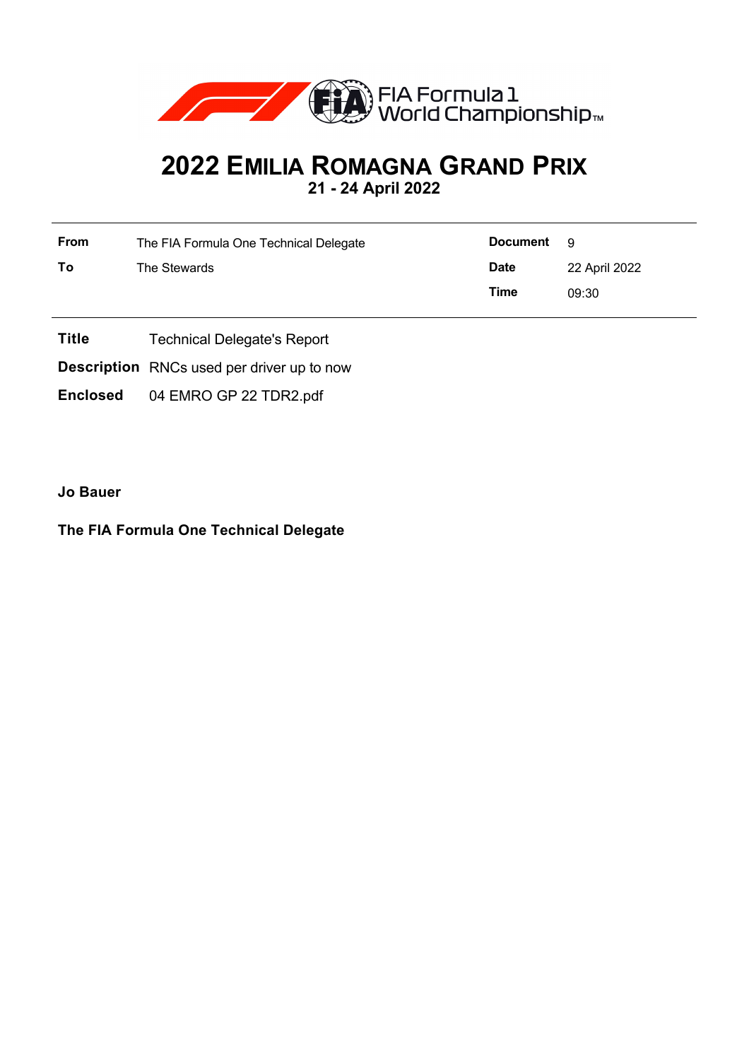# 2022 EMILIA ROMAGNA GRAND PRIX

**21 - 24 April 2022**

| | | | |
|---|---|---|---|
| **From** | The FIA Formula One Technical Delegate | **Document** | 9 |
| **To** | The Stewards | **Date** | 22 April 2022 |
| | | **Time** | 09:30 |

**Title** Technical Delegate's Report

**Description** RNCs used per driver up to now

**Enclosed** 04 EMRO GP 22 TDR2.pdf

**Jo Bauer**

**The FIA Formula One Technical Delegate**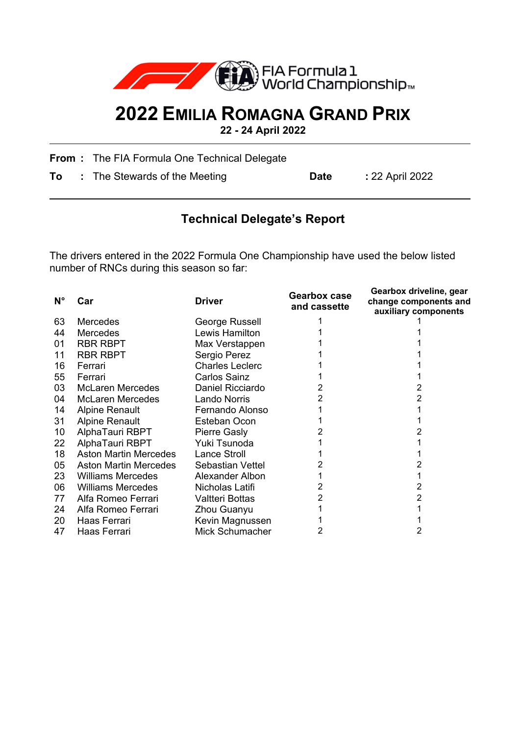FIA Formula 1 World Championship™

# 2022 EMILIA ROMAGNA GRAND PRIX

**22 - 24 April 2022**

**From :** The FIA Formula One Technical Delegate

**To :** The Stewards of the Meeting **Date** : 22 April 2022

## Technical Delegate's Report

The drivers entered in the 2022 Formula One Championship have used the below listed number of RNCs during this season so far:

| N° | Car | Driver | Gearbox case and cassette | Gearbox driveline, gear change components and auxiliary components |
|---|---|---|---|---|
| 63 | Mercedes | George Russell | 1 | 1 |
| 44 | Mercedes | Lewis Hamilton | 1 | 1 |
| 01 | RBR RBPT | Max Verstappen | 1 | 1 |
| 11 | RBR RBPT | Sergio Perez | 1 | 1 |
| 16 | Ferrari | Charles Leclerc | 1 | 1 |
| 55 | Ferrari | Carlos Sainz | 1 | 1 |
| 03 | McLaren Mercedes | Daniel Ricciardo | 2 | 2 |
| 04 | McLaren Mercedes | Lando Norris | 2 | 2 |
| 14 | Alpine Renault | Fernando Alonso | 1 | 1 |
| 31 | Alpine Renault | Esteban Ocon | 1 | 1 |
| 10 | AlphaTauri RBPT | Pierre Gasly | 2 | 2 |
| 22 | AlphaTauri RBPT | Yuki Tsunoda | 1 | 1 |
| 18 | Aston Martin Mercedes | Lance Stroll | 1 | 1 |
| 05 | Aston Martin Mercedes | Sebastian Vettel | 2 | 2 |
| 23 | Williams Mercedes | Alexander Albon | 1 | 1 |
| 06 | Williams Mercedes | Nicholas Latifi | 2 | 2 |
| 77 | Alfa Romeo Ferrari | Valtteri Bottas | 2 | 2 |
| 24 | Alfa Romeo Ferrari | Zhou Guanyu | 1 | 1 |
| 20 | Haas Ferrari | Kevin Magnussen | 1 | 1 |
| 47 | Haas Ferrari | Mick Schumacher | 2 | 2 |